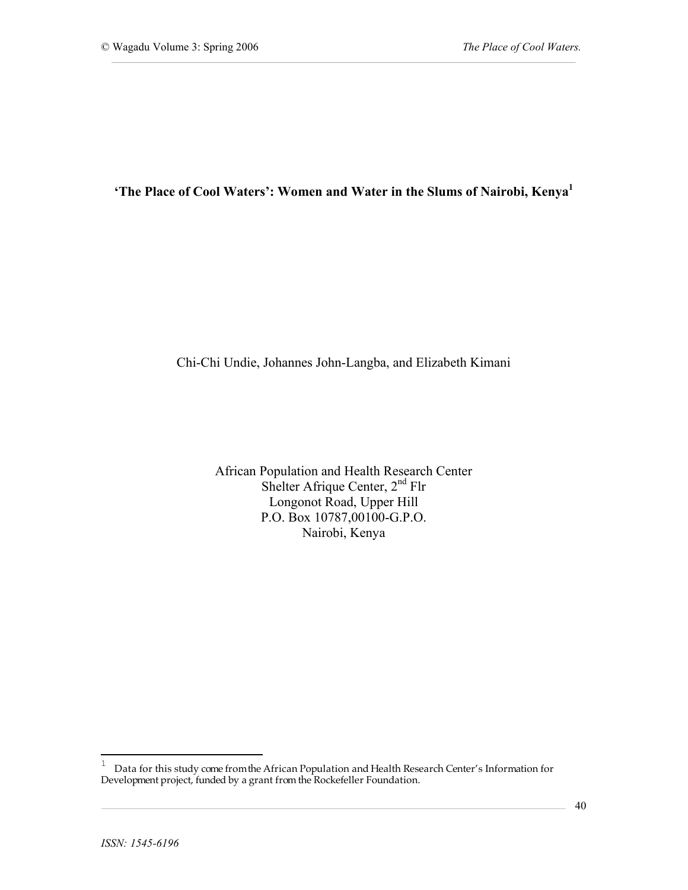# 'The Place of Cool Waters': Women and Water in the Slums of Nairobi, Kenya[1]

Chi-Chi Undie, Johannes John-Langba, and Elizabeth Kimani

African Population and Health Research Center
Shelter Afrique Center, 2nd Flr
Longonot Road, Upper Hill
P.O. Box 10787,00100-G.P.O.
Nairobi, Kenya

[1] Data for this study come from the African Population and Health Research Center's Information for Development project, funded by a grant from the Rockefeller Foundation.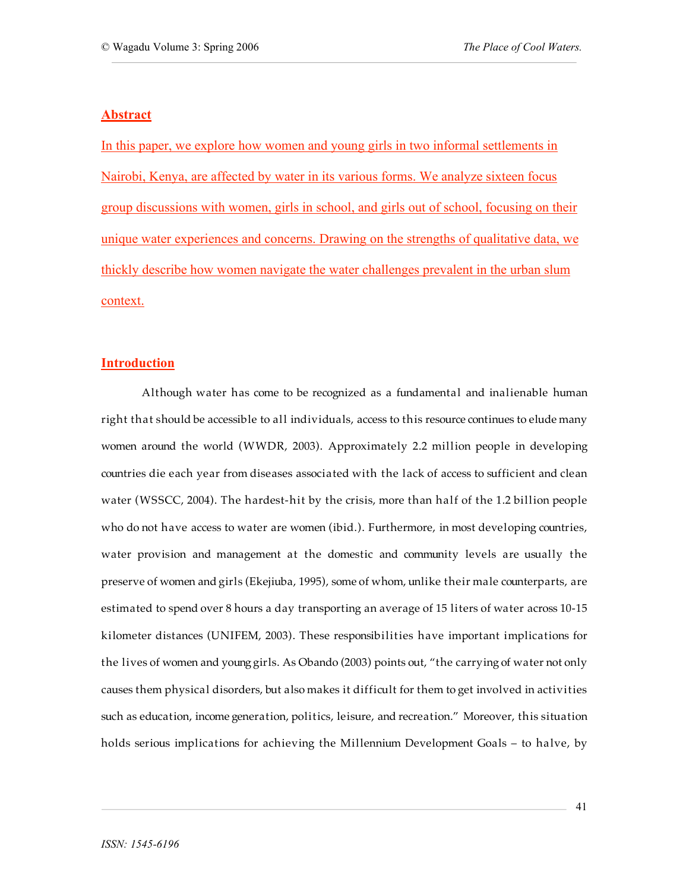## Abstract

In this paper, we explore how women and young girls in two informal settlements in Nairobi, Kenya, are affected by water in its various forms. We analyze sixteen focus group discussions with women, girls in school, and girls out of school, focusing on their unique water experiences and concerns. Drawing on the strengths of qualitative data, we thickly describe how women navigate the water challenges prevalent in the urban slum context.

## Introduction

Although water has come to be recognized as a fundamental and inalienable human right that should be accessible to all individuals, access to this resource continues to elude many women around the world (WWDR, 2003). Approximately 2.2 million people in developing countries die each year from diseases associated with the lack of access to sufficient and clean water (WSSCC, 2004). The hardest-hit by the crisis, more than half of the 1.2 billion people who do not have access to water are women (ibid.). Furthermore, in most developing countries, water provision and management at the domestic and community levels are usually the preserve of women and girls (Ekejiuba, 1995), some of whom, unlike their male counterparts, are estimated to spend over 8 hours a day transporting an average of 15 liters of water across 10-15 kilometer distances (UNIFEM, 2003). These responsibilities have important implications for the lives of women and young girls. As Obando (2003) points out, "the carrying of water not only causes them physical disorders, but also makes it difficult for them to get involved in activities such as education, income generation, politics, leisure, and recreation." Moreover, this situation holds serious implications for achieving the Millennium Development Goals – to halve, by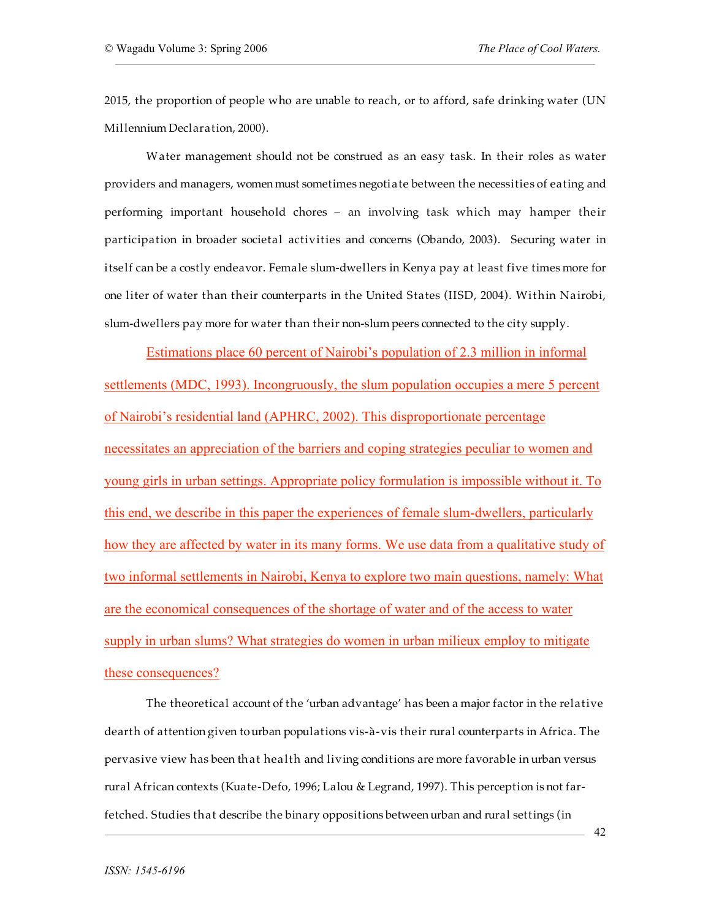2015, the proportion of people who are unable to reach, or to afford, safe drinking water (UN Millennium Declaration, 2000).

Water management should not be construed as an easy task. In their roles as water providers and managers, women must sometimes negotiate between the necessities of eating and performing important household chores – an involving task which may hamper their participation in broader societal activities and concerns (Obando, 2003). Securing water in itself can be a costly endeavor. Female slum-dwellers in Kenya pay at least five times more for one liter of water than their counterparts in the United States (IISD, 2004). Within Nairobi, slum-dwellers pay more for water than their non-slum peers connected to the city supply.

Estimations place 60 percent of Nairobi's population of 2.3 million in informal settlements (MDC, 1993). Incongruously, the slum population occupies a mere 5 percent of Nairobi's residential land (APHRC, 2002). This disproportionate percentage necessitates an appreciation of the barriers and coping strategies peculiar to women and young girls in urban settings. Appropriate policy formulation is impossible without it. To this end, we describe in this paper the experiences of female slum-dwellers, particularly how they are affected by water in its many forms. We use data from a qualitative study of two informal settlements in Nairobi, Kenya to explore two main questions, namely: What are the economical consequences of the shortage of water and of the access to water supply in urban slums? What strategies do women in urban milieux employ to mitigate these consequences?

The theoretical account of the 'urban advantage' has been a major factor in the relative dearth of attention given to urban populations vis-à-vis their rural counterparts in Africa. The pervasive view has been that health and living conditions are more favorable in urban versus rural African contexts (Kuate-Defo, 1996; Lalou & Legrand, 1997). This perception is not far-fetched. Studies that describe the binary oppositions between urban and rural settings (in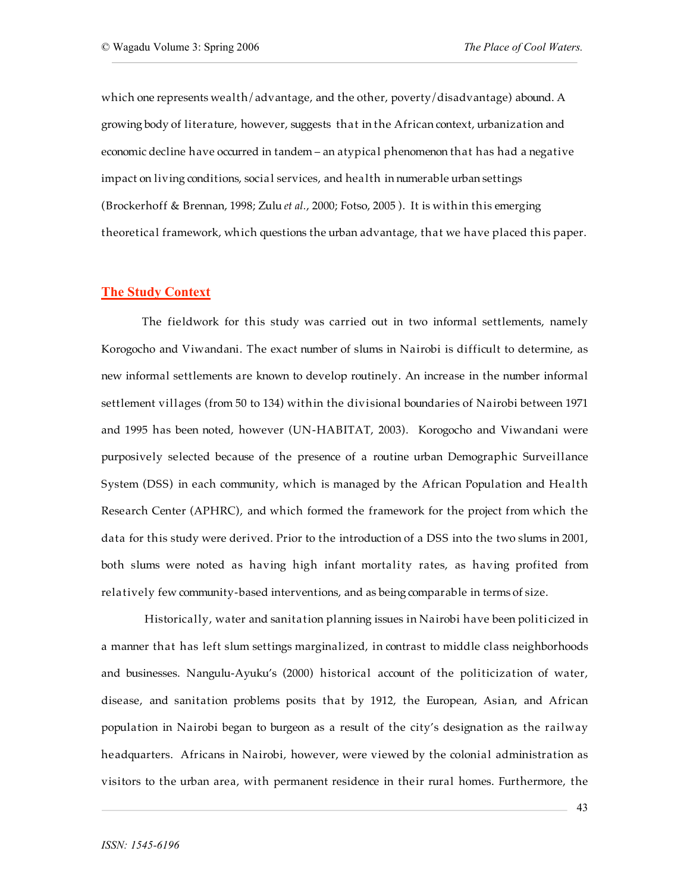which one represents wealth/advantage, and the other, poverty/disadvantage) abound. A growing body of literature, however, suggests that in the African context, urbanization and economic decline have occurred in tandem – an atypical phenomenon that has had a negative impact on living conditions, social services, and health in numerable urban settings (Brockerhoff & Brennan, 1998; Zulu *et al.*, 2000; Fotso, 2005 ). It is within this emerging theoretical framework, which questions the urban advantage, that we have placed this paper.

## The Study Context

The fieldwork for this study was carried out in two informal settlements, namely Korogocho and Viwandani. The exact number of slums in Nairobi is difficult to determine, as new informal settlements are known to develop routinely. An increase in the number informal settlement villages (from 50 to 134) within the divisional boundaries of Nairobi between 1971 and 1995 has been noted, however (UN-HABITAT, 2003). Korogocho and Viwandani were purposively selected because of the presence of a routine urban Demographic Surveillance System (DSS) in each community, which is managed by the African Population and Health Research Center (APHRC), and which formed the framework for the project from which the data for this study were derived. Prior to the introduction of a DSS into the two slums in 2001, both slums were noted as having high infant mortality rates, as having profited from relatively few community-based interventions, and as being comparable in terms of size.

Historically, water and sanitation planning issues in Nairobi have been politicized in a manner that has left slum settings marginalized, in contrast to middle class neighborhoods and businesses. Nangulu-Ayuku's (2000) historical account of the politicization of water, disease, and sanitation problems posits that by 1912, the European, Asian, and African population in Nairobi began to burgeon as a result of the city's designation as the railway headquarters. Africans in Nairobi, however, were viewed by the colonial administration as visitors to the urban area, with permanent residence in their rural homes. Furthermore, the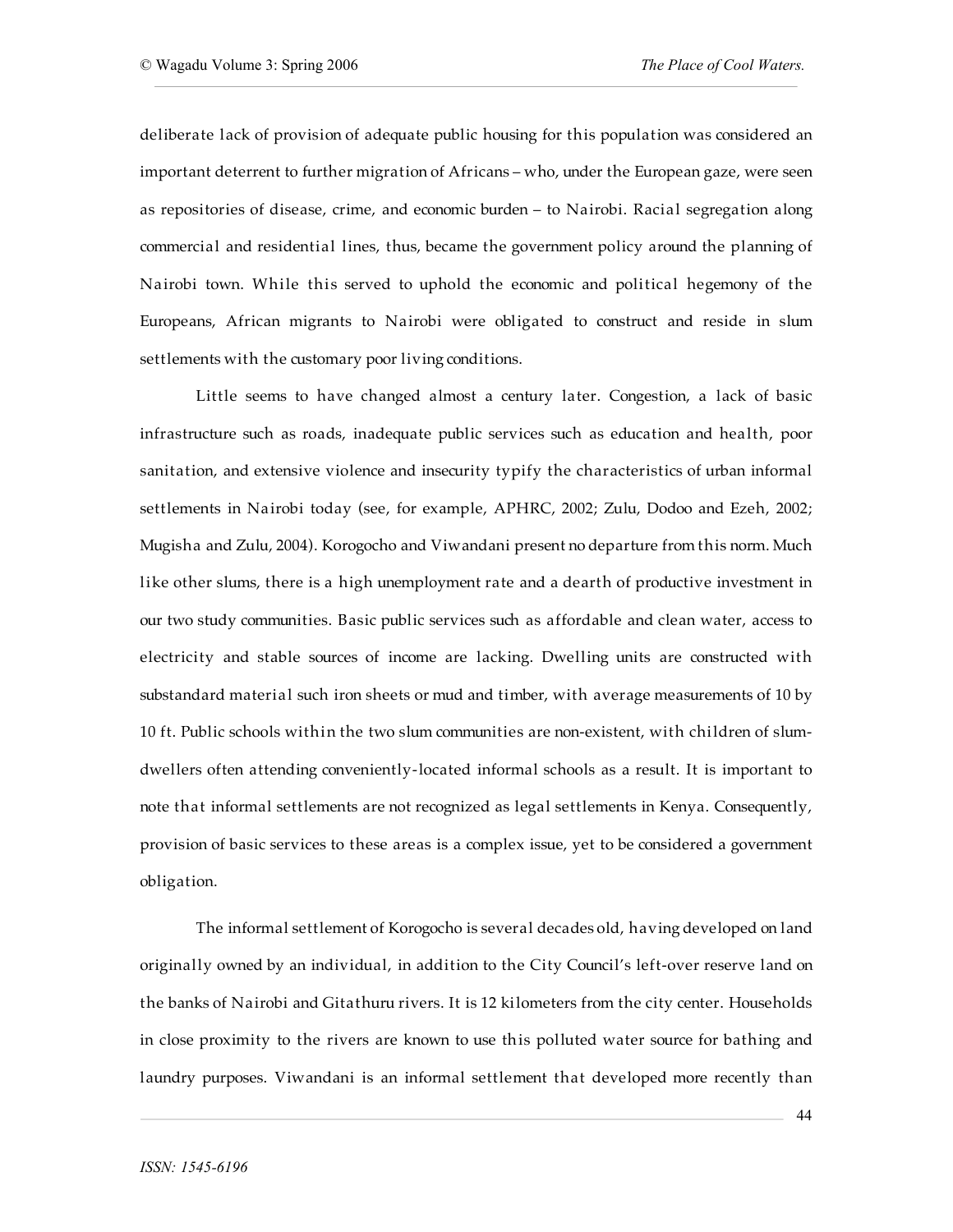deliberate lack of provision of adequate public housing for this population was considered an important deterrent to further migration of Africans – who, under the European gaze, were seen as repositories of disease, crime, and economic burden – to Nairobi. Racial segregation along commercial and residential lines, thus, became the government policy around the planning of Nairobi town. While this served to uphold the economic and political hegemony of the Europeans, African migrants to Nairobi were obligated to construct and reside in slum settlements with the customary poor living conditions.

Little seems to have changed almost a century later. Congestion, a lack of basic infrastructure such as roads, inadequate public services such as education and health, poor sanitation, and extensive violence and insecurity typify the characteristics of urban informal settlements in Nairobi today (see, for example, APHRC, 2002; Zulu, Dodoo and Ezeh, 2002; Mugisha and Zulu, 2004). Korogocho and Viwandani present no departure from this norm. Much like other slums, there is a high unemployment rate and a dearth of productive investment in our two study communities. Basic public services such as affordable and clean water, access to electricity and stable sources of income are lacking. Dwelling units are constructed with substandard material such iron sheets or mud and timber, with average measurements of 10 by 10 ft. Public schools within the two slum communities are non-existent, with children of slum-dwellers often attending conveniently-located informal schools as a result. It is important to note that informal settlements are not recognized as legal settlements in Kenya. Consequently, provision of basic services to these areas is a complex issue, yet to be considered a government obligation.

The informal settlement of Korogocho is several decades old, having developed on land originally owned by an individual, in addition to the City Council's left-over reserve land on the banks of Nairobi and Gitathuru rivers. It is 12 kilometers from the city center. Households in close proximity to the rivers are known to use this polluted water source for bathing and laundry purposes. Viwandani is an informal settlement that developed more recently than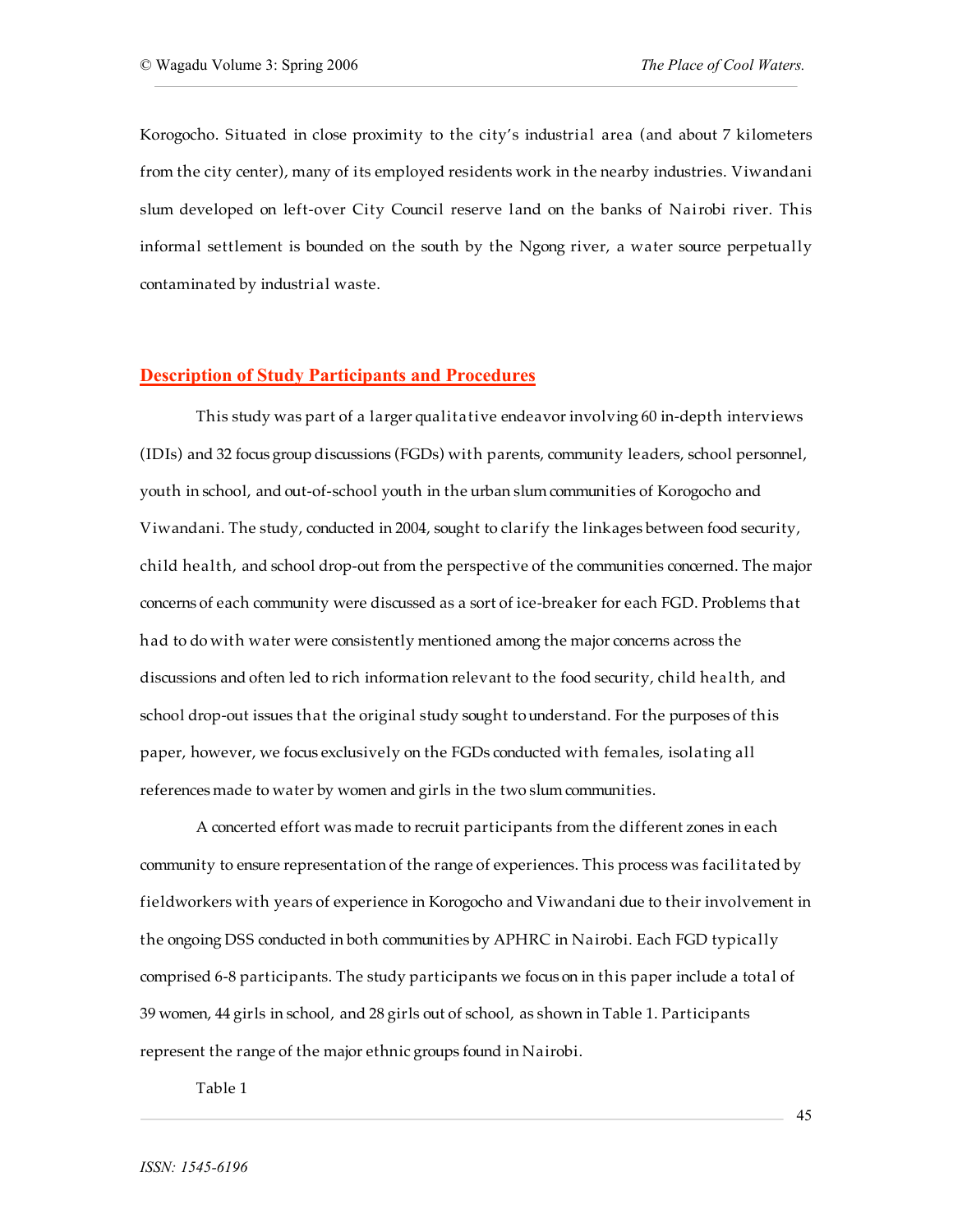Korogocho. Situated in close proximity to the city's industrial area (and about 7 kilometers from the city center), many of its employed residents work in the nearby industries. Viwandani slum developed on left-over City Council reserve land on the banks of Nairobi river. This informal settlement is bounded on the south by the Ngong river, a water source perpetually contaminated by industrial waste.

## Description of Study Participants and Procedures

This study was part of a larger qualitative endeavor involving 60 in-depth interviews (IDIs) and 32 focus group discussions (FGDs) with parents, community leaders, school personnel, youth in school, and out-of-school youth in the urban slum communities of Korogocho and Viwandani. The study, conducted in 2004, sought to clarify the linkages between food security, child health, and school drop-out from the perspective of the communities concerned. The major concerns of each community were discussed as a sort of ice-breaker for each FGD. Problems that had to do with water were consistently mentioned among the major concerns across the discussions and often led to rich information relevant to the food security, child health, and school drop-out issues that the original study sought to understand. For the purposes of this paper, however, we focus exclusively on the FGDs conducted with females, isolating all references made to water by women and girls in the two slum communities.

A concerted effort was made to recruit participants from the different zones in each community to ensure representation of the range of experiences. This process was facilitated by fieldworkers with years of experience in Korogocho and Viwandani due to their involvement in the ongoing DSS conducted in both communities by APHRC in Nairobi. Each FGD typically comprised 6-8 participants. The study participants we focus on in this paper include a total of 39 women, 44 girls in school, and 28 girls out of school, as shown in Table 1. Participants represent the range of the major ethnic groups found in Nairobi.

Table 1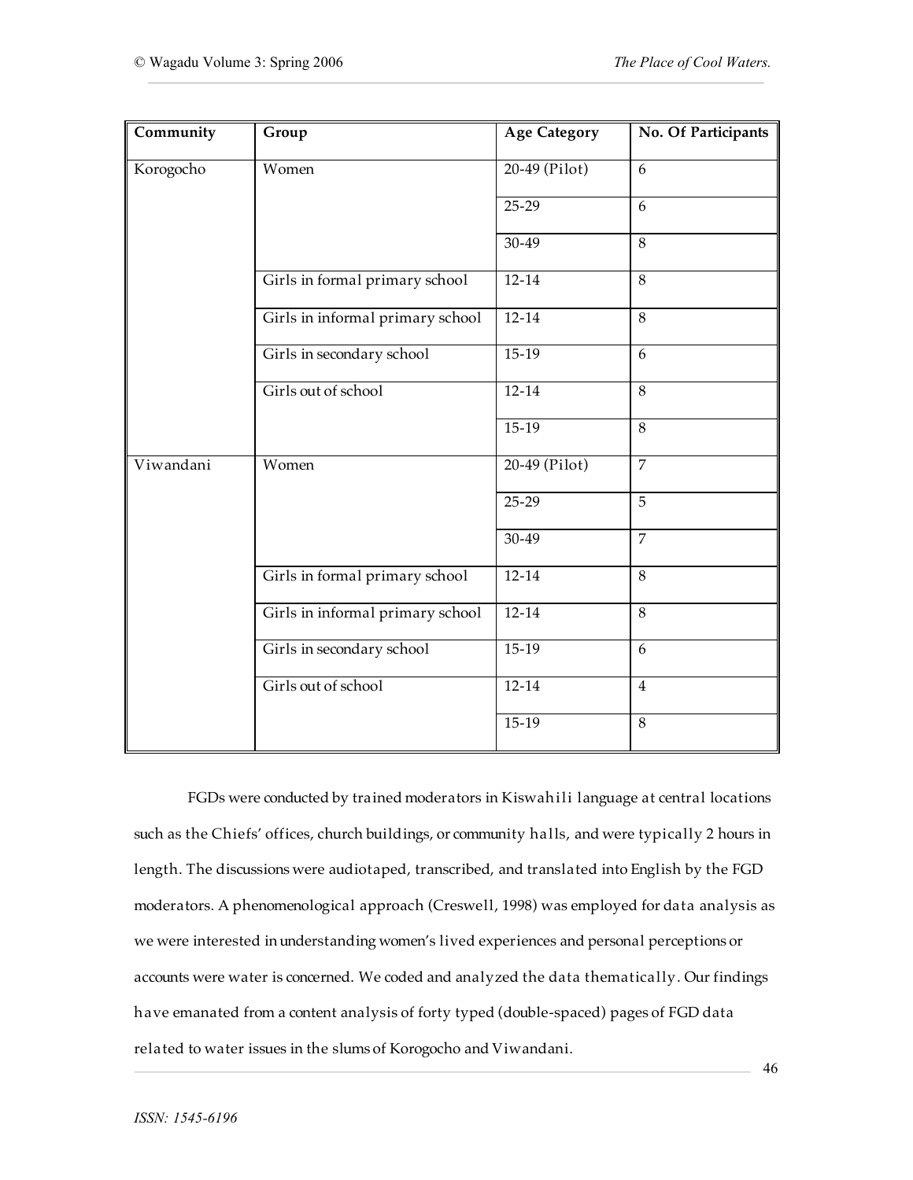| Community | Group | Age Category | No. Of Participants |
|---|---|---|---|
| Korogocho | Women | 20-49 (Pilot) | 6 |
| | | 25-29 | 6 |
| | | 30-49 | 8 |
| | Girls in formal primary school | 12-14 | 8 |
| | Girls in informal primary school | 12-14 | 8 |
| | Girls in secondary school | 15-19 | 6 |
| | Girls out of school | 12-14 | 8 |
| | | 15-19 | 8 |
| Viwandani | Women | 20-49 (Pilot) | 7 |
| | | 25-29 | 5 |
| | | 30-49 | 7 |
| | Girls in formal primary school | 12-14 | 8 |
| | Girls in informal primary school | 12-14 | 8 |
| | Girls in secondary school | 15-19 | 6 |
| | Girls out of school | 12-14 | 4 |
| | | 15-19 | 8 |

FGDs were conducted by trained moderators in Kiswahili language at central locations such as the Chiefs' offices, church buildings, or community halls, and were typically 2 hours in length. The discussions were audiotaped, transcribed, and translated into English by the FGD moderators. A phenomenological approach (Creswell, 1998) was employed for data analysis as we were interested in understanding women's lived experiences and personal perceptions or accounts were water is concerned. We coded and analyzed the data thematically. Our findings have emanated from a content analysis of forty typed (double-spaced) pages of FGD data related to water issues in the slums of Korogocho and Viwandani.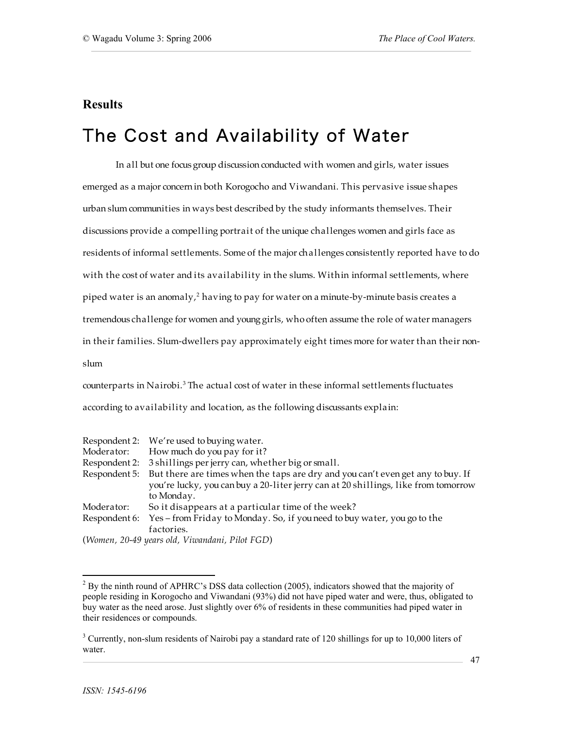## Results

# The Cost and Availability of Water

In all but one focus group discussion conducted with women and girls, water issues emerged as a major concern in both Korogocho and Viwandani. This pervasive issue shapes urban slum communities in ways best described by the study informants themselves. Their discussions provide a compelling portrait of the unique challenges women and girls face as residents of informal settlements. Some of the major challenges consistently reported have to do with the cost of water and its availability in the slums. Within informal settlements, where piped water is an anomaly,[2] having to pay for water on a minute-by-minute basis creates a tremendous challenge for women and young girls, who often assume the role of water managers in their families. Slum-dwellers pay approximately eight times more for water than their non-slum counterparts in Nairobi.[3] The actual cost of water in these informal settlements fluctuates according to availability and location, as the following discussants explain:

Respondent 2: We're used to buying water.
Moderator: How much do you pay for it?
Respondent 2: 3 shillings per jerry can, whether big or small.
Respondent 5: But there are times when the taps are dry and you can't even get any to buy. If you're lucky, you can buy a 20-liter jerry can at 20 shillings, like from tomorrow to Monday.
Moderator: So it disappears at a particular time of the week?
Respondent 6: Yes – from Friday to Monday. So, if you need to buy water, you go to the factories.
(*Women, 20-49 years old, Viwandani, Pilot FGD*)

---

[2] By the ninth round of APHRC's DSS data collection (2005), indicators showed that the majority of people residing in Korogocho and Viwandani (93%) did not have piped water and were, thus, obligated to buy water as the need arose. Just slightly over 6% of residents in these communities had piped water in their residences or compounds.

[3] Currently, non-slum residents of Nairobi pay a standard rate of 120 shillings for up to 10,000 liters of water.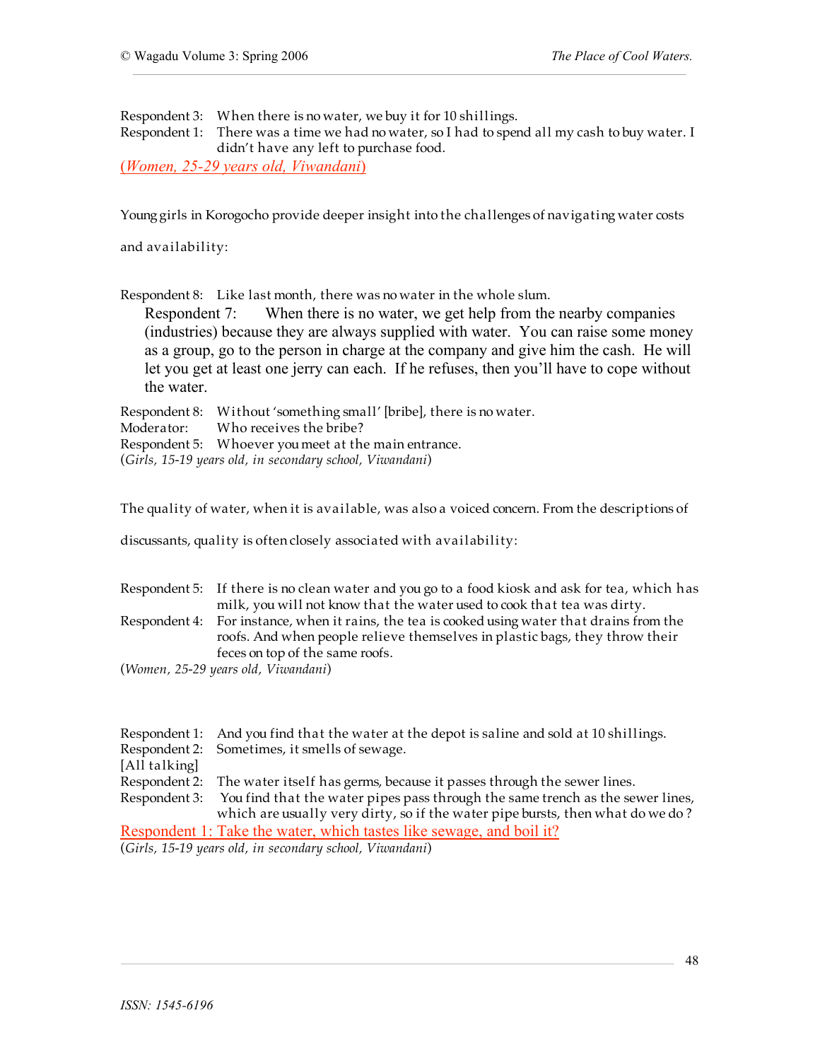Respondent 3: When there is no water, we buy it for 10 shillings.
Respondent 1: There was a time we had no water, so I had to spend all my cash to buy water. I didn't have any left to purchase food.
(*Women, 25-29 years old, Viwandani*)

Young girls in Korogocho provide deeper insight into the challenges of navigating water costs and availability:

Respondent 8: Like last month, there was no water in the whole slum.
Respondent 7: When there is no water, we get help from the nearby companies (industries) because they are always supplied with water. You can raise some money as a group, go to the person in charge at the company and give him the cash. He will let you get at least one jerry can each. If he refuses, then you'll have to cope without the water.
Respondent 8: Without 'something small' [bribe], there is no water.
Moderator: Who receives the bribe?
Respondent 5: Whoever you meet at the main entrance.
(*Girls, 15-19 years old, in secondary school, Viwandani*)

The quality of water, when it is available, was also a voiced concern. From the descriptions of discussants, quality is often closely associated with availability:

Respondent 5: If there is no clean water and you go to a food kiosk and ask for tea, which has milk, you will not know that the water used to cook that tea was dirty.
Respondent 4: For instance, when it rains, the tea is cooked using water that drains from the roofs. And when people relieve themselves in plastic bags, they throw their feces on top of the same roofs.
(*Women, 25-29 years old, Viwandani*)

Respondent 1: And you find that the water at the depot is saline and sold at 10 shillings.
Respondent 2: Sometimes, it smells of sewage.
[All talking]
Respondent 2: The water itself has germs, because it passes through the sewer lines.
Respondent 3: You find that the water pipes pass through the same trench as the sewer lines, which are usually very dirty, so if the water pipe bursts, then what do we do?
Respondent 1: Take the water, which tastes like sewage, and boil it?
(*Girls, 15-19 years old, in secondary school, Viwandani*)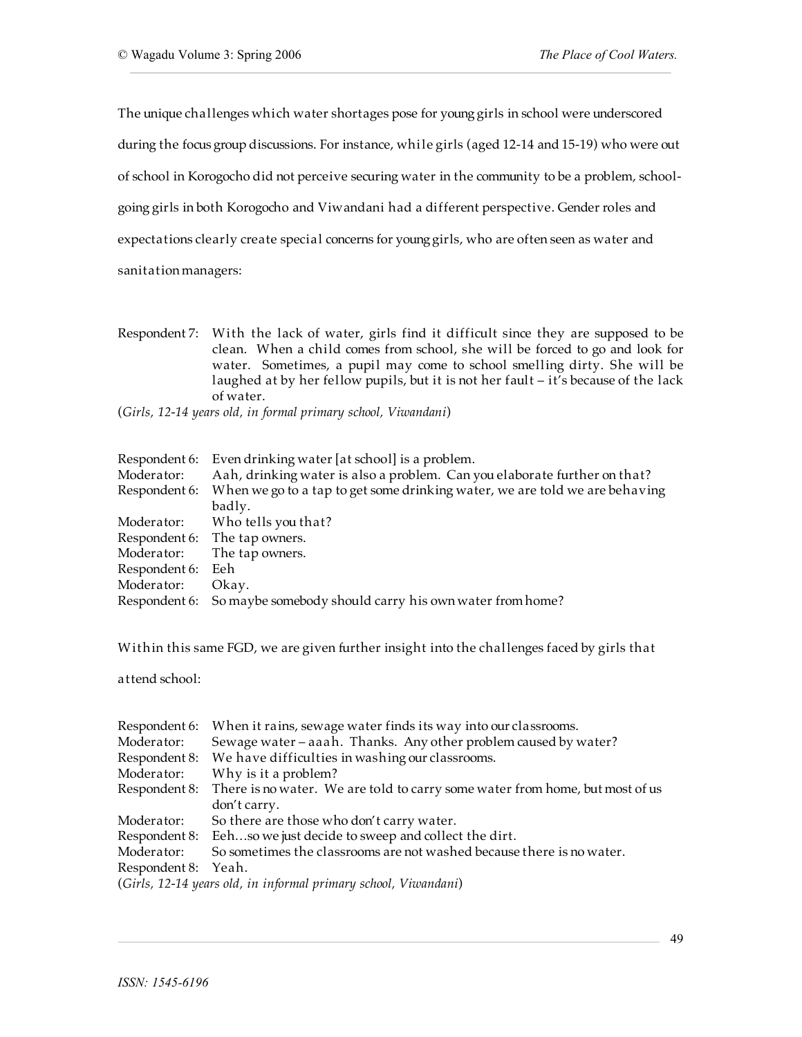The unique challenges which water shortages pose for young girls in school were underscored during the focus group discussions. For instance, while girls (aged 12-14 and 15-19) who were out of school in Korogocho did not perceive securing water in the community to be a problem, school-going girls in both Korogocho and Viwandani had a different perspective. Gender roles and expectations clearly create special concerns for young girls, who are often seen as water and sanitation managers:

Respondent 7: With the lack of water, girls find it difficult since they are supposed to be clean. When a child comes from school, she will be forced to go and look for water. Sometimes, a pupil may come to school smelling dirty. She will be laughed at by her fellow pupils, but it is not her fault – it's because of the lack of water.

(*Girls, 12-14 years old, in formal primary school, Viwandani*)

Respondent 6: Even drinking water [at school] is a problem.
Moderator: Aah, drinking water is also a problem. Can you elaborate further on that?
Respondent 6: When we go to a tap to get some drinking water, we are told we are behaving badly.
Moderator: Who tells you that?
Respondent 6: The tap owners.
Moderator: The tap owners.
Respondent 6: Eeh
Moderator: Okay.
Respondent 6: So maybe somebody should carry his own water from home?

Within this same FGD, we are given further insight into the challenges faced by girls that attend school:

Respondent 6: When it rains, sewage water finds its way into our classrooms.
Moderator: Sewage water – aaah. Thanks. Any other problem caused by water?
Respondent 8: We have difficulties in washing our classrooms.
Moderator: Why is it a problem?
Respondent 8: There is no water. We are told to carry some water from home, but most of us don't carry.
Moderator: So there are those who don't carry water.
Respondent 8: Eeh…so we just decide to sweep and collect the dirt.
Moderator: So sometimes the classrooms are not washed because there is no water.
Respondent 8: Yeah.

(*Girls, 12-14 years old, in informal primary school, Viwandani*)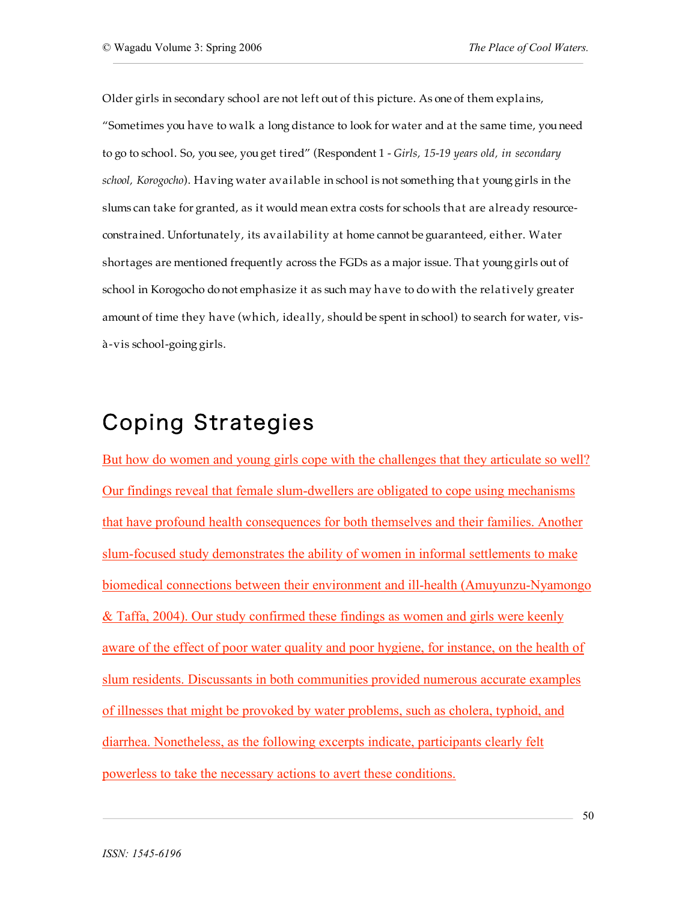Older girls in secondary school are not left out of this picture. As one of them explains, "Sometimes you have to walk a long distance to look for water and at the same time, you need to go to school. So, you see, you get tired" (Respondent 1 - *Girls, 15-19 years old, in secondary school, Korogocho*). Having water available in school is not something that young girls in the slums can take for granted, as it would mean extra costs for schools that are already resource-constrained. Unfortunately, its availability at home cannot be guaranteed, either. Water shortages are mentioned frequently across the FGDs as a major issue. That young girls out of school in Korogocho do not emphasize it as such may have to do with the relatively greater amount of time they have (which, ideally, should be spent in school) to search for water, vis-à-vis school-going girls.

## Coping Strategies

But how do women and young girls cope with the challenges that they articulate so well? Our findings reveal that female slum-dwellers are obligated to cope using mechanisms that have profound health consequences for both themselves and their families. Another slum-focused study demonstrates the ability of women in informal settlements to make biomedical connections between their environment and ill-health (Amuyunzu-Nyamongo & Taffa, 2004). Our study confirmed these findings as women and girls were keenly aware of the effect of poor water quality and poor hygiene, for instance, on the health of slum residents. Discussants in both communities provided numerous accurate examples of illnesses that might be provoked by water problems, such as cholera, typhoid, and diarrhea. Nonetheless, as the following excerpts indicate, participants clearly felt powerless to take the necessary actions to avert these conditions.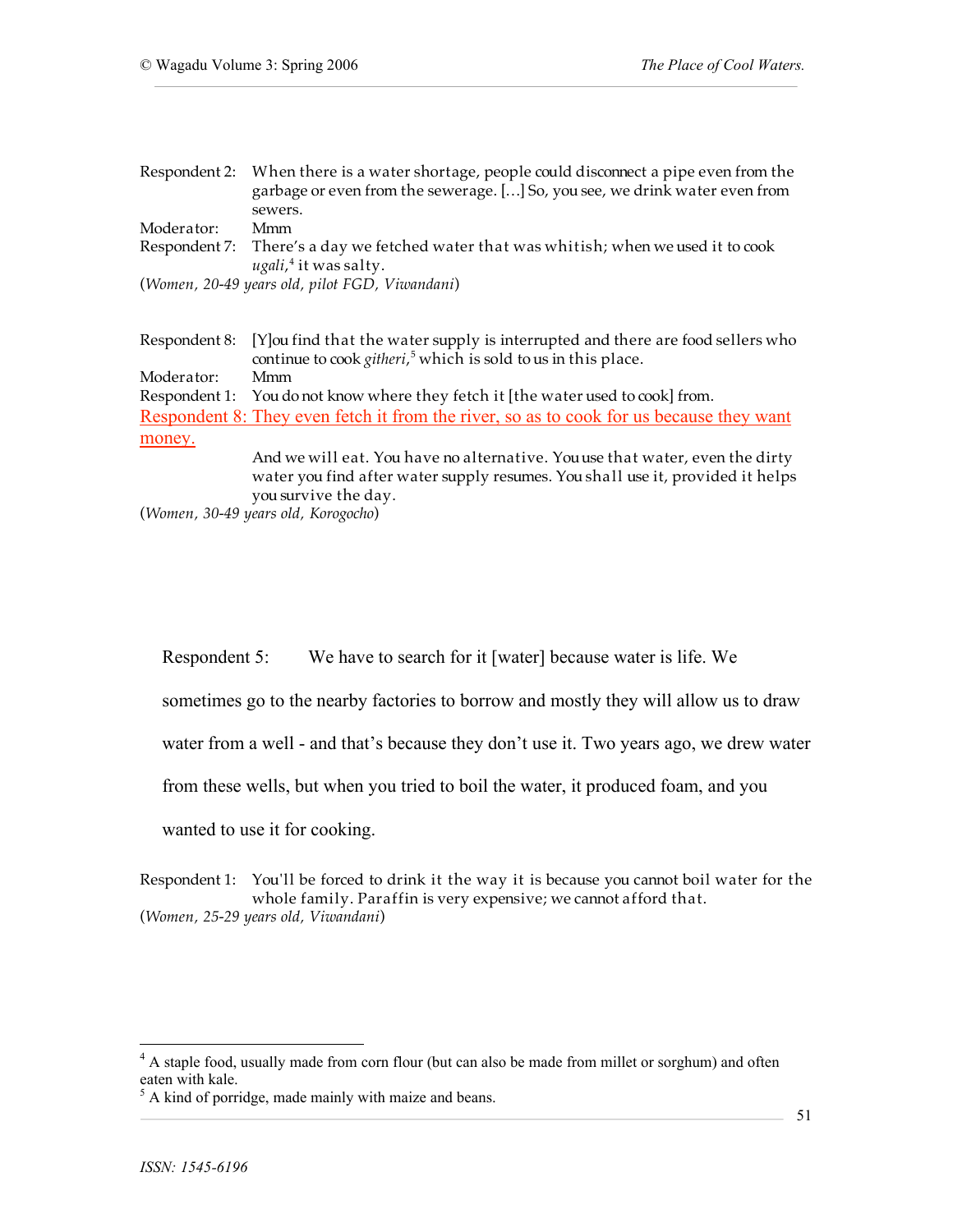Respondent 2: When there is a water shortage, people could disconnect a pipe even from the garbage or even from the sewerage. […] So, you see, we drink water even from sewers.

Moderator: Mmm

Respondent 7: There's a day we fetched water that was whitish; when we used it to cook *ugali*,[4] it was salty.

(*Women, 20-49 years old, pilot FGD, Viwandani*)

Respondent 8: [Y]ou find that the water supply is interrupted and there are food sellers who continue to cook *githeri*,[5] which is sold to us in this place.

Moderator: Mmm

Respondent 1: You do not know where they fetch it [the water used to cook] from.

Respondent 8: They even fetch it from the river, so as to cook for us because they want money.

And we will eat. You have no alternative. You use that water, even the dirty water you find after water supply resumes. You shall use it, provided it helps you survive the day.

(*Women, 30-49 years old, Korogocho*)

Respondent 5: We have to search for it [water] because water is life. We sometimes go to the nearby factories to borrow and mostly they will allow us to draw water from a well - and that's because they don't use it. Two years ago, we drew water from these wells, but when you tried to boil the water, it produced foam, and you wanted to use it for cooking.

Respondent 1: You'll be forced to drink it the way it is because you cannot boil water for the whole family. Paraffin is very expensive; we cannot afford that.

(*Women, 25-29 years old, Viwandani*)

---

[4] A staple food, usually made from corn flour (but can also be made from millet or sorghum) and often eaten with kale.

[5] A kind of porridge, made mainly with maize and beans.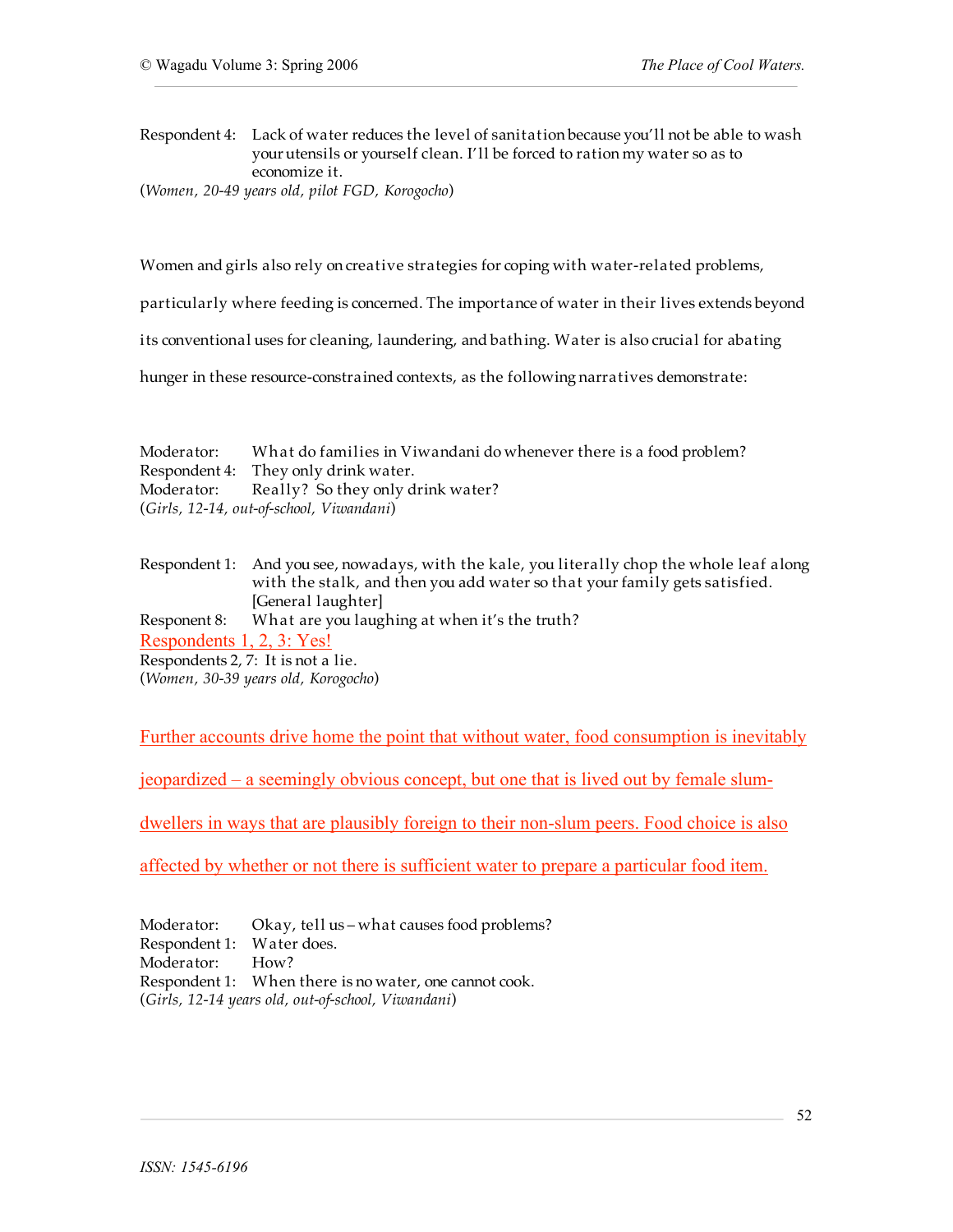Respondent 4: Lack of water reduces the level of sanitation because you'll not be able to wash your utensils or yourself clean. I'll be forced to ration my water so as to economize it.
(*Women, 20-49 years old, pilot FGD, Korogocho*)

Women and girls also rely on creative strategies for coping with water-related problems, particularly where feeding is concerned. The importance of water in their lives extends beyond its conventional uses for cleaning, laundering, and bathing. Water is also crucial for abating hunger in these resource-constrained contexts, as the following narratives demonstrate:

Moderator: What do families in Viwandani do whenever there is a food problem?
Respondent 4: They only drink water.
Moderator: Really? So they only drink water?
(*Girls, 12-14, out-of-school, Viwandani*)

Respondent 1: And you see, nowadays, with the kale, you literally chop the whole leaf along with the stalk, and then you add water so that your family gets satisfied. [General laughter]
Respondent 8: What are you laughing at when it's the truth?
Respondents 1, 2, 3: Yes!
Respondents 2, 7: It is not a lie.
(*Women, 30-39 years old, Korogocho*)

Further accounts drive home the point that without water, food consumption is inevitably jeopardized – a seemingly obvious concept, but one that is lived out by female slum-dwellers in ways that are plausibly foreign to their non-slum peers. Food choice is also affected by whether or not there is sufficient water to prepare a particular food item.

Moderator: Okay, tell us – what causes food problems?
Respondent 1: Water does.
Moderator: How?
Respondent 1: When there is no water, one cannot cook.
(*Girls, 12-14 years old, out-of-school, Viwandani*)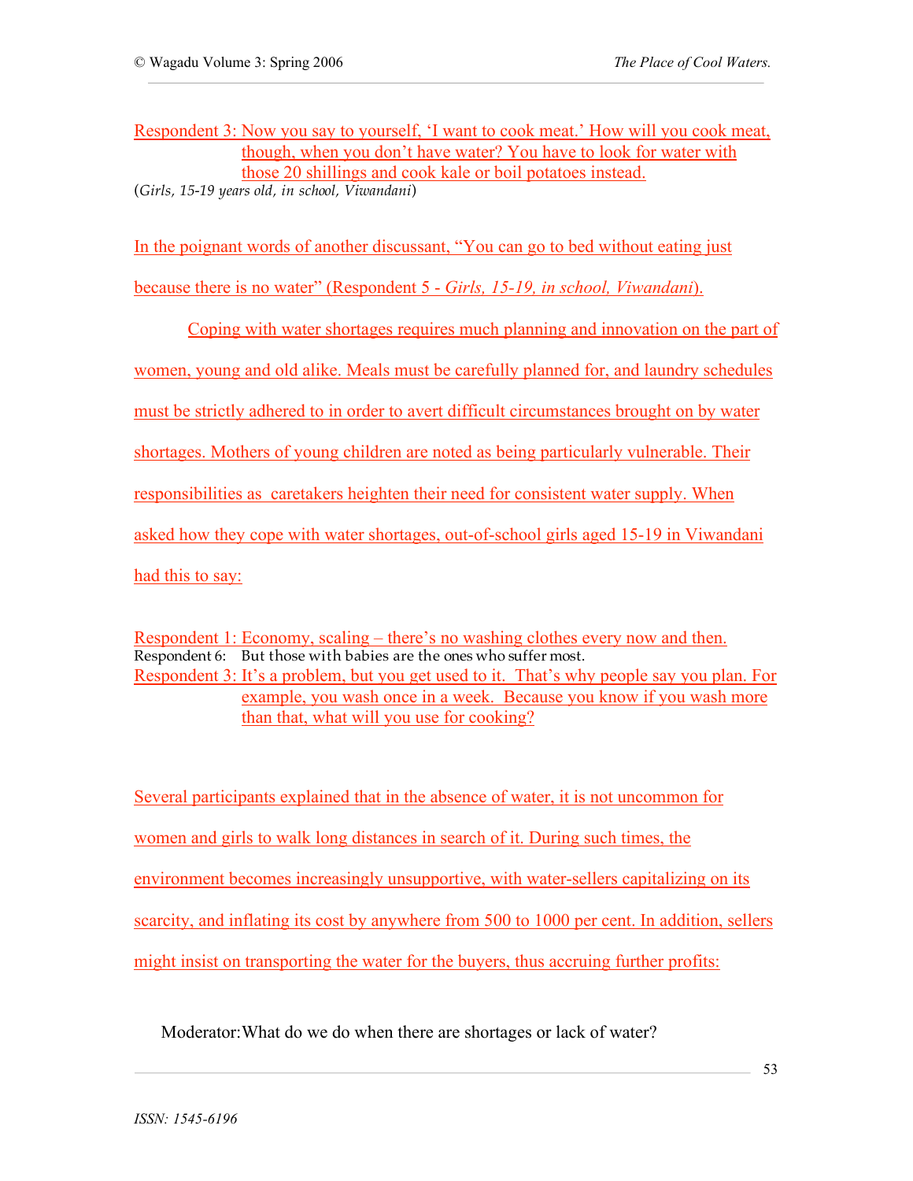Respondent 3: Now you say to yourself, 'I want to cook meat.' How will you cook meat, though, when you don't have water? You have to look for water with those 20 shillings and cook kale or boil potatoes instead.
(*Girls, 15-19 years old, in school, Viwandani*)

In the poignant words of another discussant, "You can go to bed without eating just because there is no water" (Respondent 5 - *Girls, 15-19, in school, Viwandani*).

Coping with water shortages requires much planning and innovation on the part of women, young and old alike. Meals must be carefully planned for, and laundry schedules must be strictly adhered to in order to avert difficult circumstances brought on by water shortages. Mothers of young children are noted as being particularly vulnerable. Their responsibilities as caretakers heighten their need for consistent water supply. When asked how they cope with water shortages, out-of-school girls aged 15-19 in Viwandani had this to say:

Respondent 1: Economy, scaling – there's no washing clothes every now and then.
Respondent 6: But those with babies are the ones who suffer most.
Respondent 3: It's a problem, but you get used to it. That's why people say you plan. For example, you wash once in a week. Because you know if you wash more than that, what will you use for cooking?

Several participants explained that in the absence of water, it is not uncommon for women and girls to walk long distances in search of it. During such times, the environment becomes increasingly unsupportive, with water-sellers capitalizing on its scarcity, and inflating its cost by anywhere from 500 to 1000 per cent. In addition, sellers might insist on transporting the water for the buyers, thus accruing further profits:

Moderator: What do we do when there are shortages or lack of water?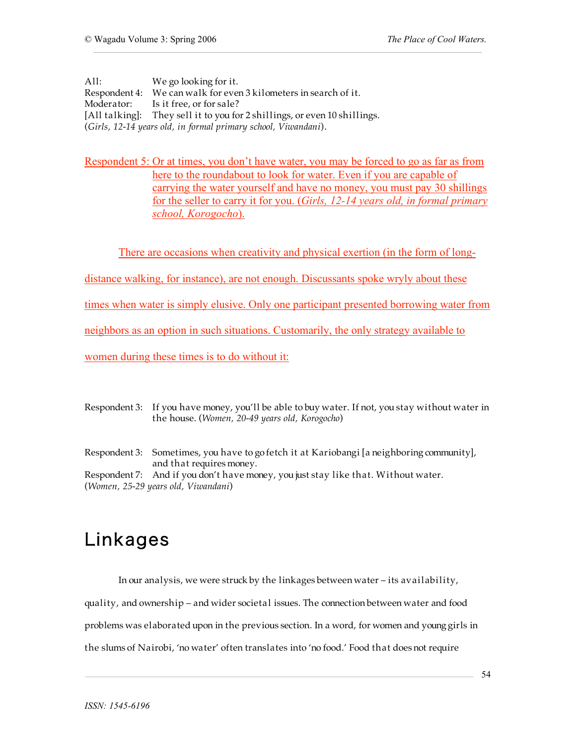All: We go looking for it.
Respondent 4: We can walk for even 3 kilometers in search of it.
Moderator: Is it free, or for sale?
[All talking]: They sell it to you for 2 shillings, or even 10 shillings.
(*Girls, 12-14 years old, in formal primary school, Viwandani*).

Respondent 5: Or at times, you don't have water, you may be forced to go as far as from here to the roundabout to look for water. Even if you are capable of carrying the water yourself and have no money, you must pay 30 shillings for the seller to carry it for you. (*Girls, 12-14 years old, in formal primary school, Korogocho*).

There are occasions when creativity and physical exertion (in the form of long-distance walking, for instance), are not enough. Discussants spoke wryly about these times when water is simply elusive. Only one participant presented borrowing water from neighbors as an option in such situations. Customarily, the only strategy available to women during these times is to do without it:

Respondent 3: If you have money, you'll be able to buy water. If not, you stay without water in the house. (*Women, 20-49 years old, Korogocho*)

Respondent 3: Sometimes, you have to go fetch it at Kariobangi [a neighboring community], and that requires money.
Respondent 7: And if you don't have money, you just stay like that. Without water.
(*Women, 25-29 years old, Viwandani*)

# Linkages

In our analysis, we were struck by the linkages between water – its availability, quality, and ownership – and wider societal issues. The connection between water and food problems was elaborated upon in the previous section. In a word, for women and young girls in the slums of Nairobi, 'no water' often translates into 'no food.' Food that does not require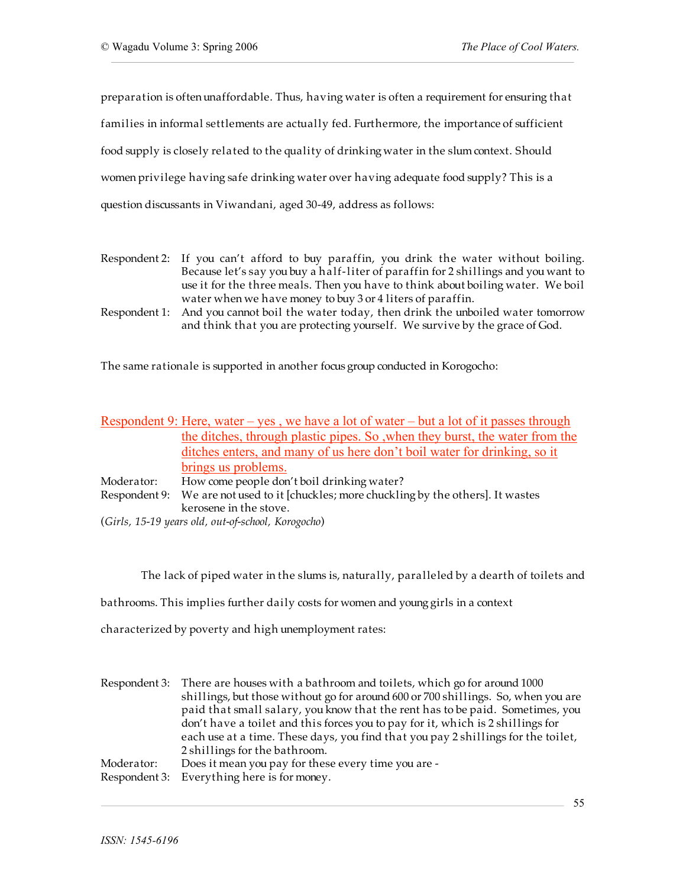preparation is often unaffordable. Thus, having water is often a requirement for ensuring that families in informal settlements are actually fed. Furthermore, the importance of sufficient food supply is closely related to the quality of drinking water in the slum context. Should women privilege having safe drinking water over having adequate food supply? This is a question discussants in Viwandani, aged 30-49, address as follows:

Respondent 2: If you can't afford to buy paraffin, you drink the water without boiling. Because let's say you buy a half-liter of paraffin for 2 shillings and you want to use it for the three meals. Then you have to think about boiling water. We boil water when we have money to buy 3 or 4 liters of paraffin.

Respondent 1: And you cannot boil the water today, then drink the unboiled water tomorrow and think that you are protecting yourself. We survive by the grace of God.

The same rationale is supported in another focus group conducted in Korogocho:

Respondent 9: Here, water – yes , we have a lot of water – but a lot of it passes through the ditches, through plastic pipes. So ,when they burst, the water from the ditches enters, and many of us here don't boil water for drinking, so it brings us problems.

Moderator: How come people don't boil drinking water?

Respondent 9: We are not used to it [chuckles; more chuckling by the others]. It wastes kerosene in the stove.

(*Girls, 15-19 years old, out-of-school, Korogocho*)

The lack of piped water in the slums is, naturally, paralleled by a dearth of toilets and bathrooms. This implies further daily costs for women and young girls in a context characterized by poverty and high unemployment rates:

Respondent 3: There are houses with a bathroom and toilets, which go for around 1000 shillings, but those without go for around 600 or 700 shillings. So, when you are paid that small salary, you know that the rent has to be paid. Sometimes, you don't have a toilet and this forces you to pay for it, which is 2 shillings for each use at a time. These days, you find that you pay 2 shillings for the toilet, 2 shillings for the bathroom.

Moderator: Does it mean you pay for these every time you are -

Respondent 3: Everything here is for money.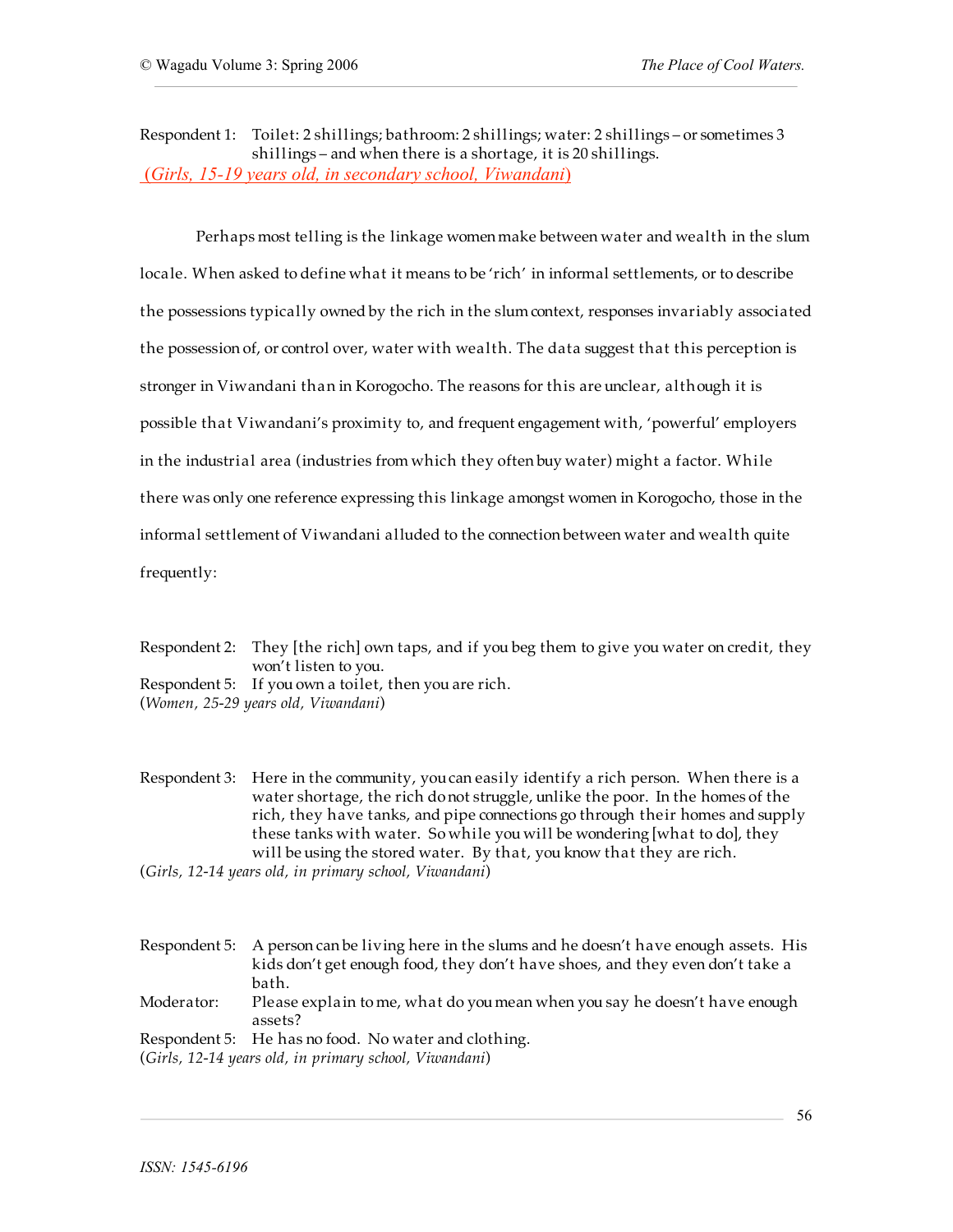Respondent 1: Toilet: 2 shillings; bathroom: 2 shillings; water: 2 shillings – or sometimes 3 shillings – and when there is a shortage, it is 20 shillings.
(*Girls, 15-19 years old, in secondary school, Viwandani*)

Perhaps most telling is the linkage women make between water and wealth in the slum locale. When asked to define what it means to be 'rich' in informal settlements, or to describe the possessions typically owned by the rich in the slum context, responses invariably associated the possession of, or control over, water with wealth. The data suggest that this perception is stronger in Viwandani than in Korogocho. The reasons for this are unclear, although it is possible that Viwandani's proximity to, and frequent engagement with, 'powerful' employers in the industrial area (industries from which they often buy water) might a factor. While there was only one reference expressing this linkage amongst women in Korogocho, those in the informal settlement of Viwandani alluded to the connection between water and wealth quite frequently:

Respondent 2: They [the rich] own taps, and if you beg them to give you water on credit, they won't listen to you.
Respondent 5: If you own a toilet, then you are rich.
(*Women, 25-29 years old, Viwandani*)

Respondent 3: Here in the community, you can easily identify a rich person. When there is a water shortage, the rich do not struggle, unlike the poor. In the homes of the rich, they have tanks, and pipe connections go through their homes and supply these tanks with water. So while you will be wondering [what to do], they will be using the stored water. By that, you know that they are rich.
(*Girls, 12-14 years old, in primary school, Viwandani*)

Respondent 5: A person can be living here in the slums and he doesn't have enough assets. His kids don't get enough food, they don't have shoes, and they even don't take a bath.
Moderator: Please explain to me, what do you mean when you say he doesn't have enough assets?
Respondent 5: He has no food. No water and clothing.
(*Girls, 12-14 years old, in primary school, Viwandani*)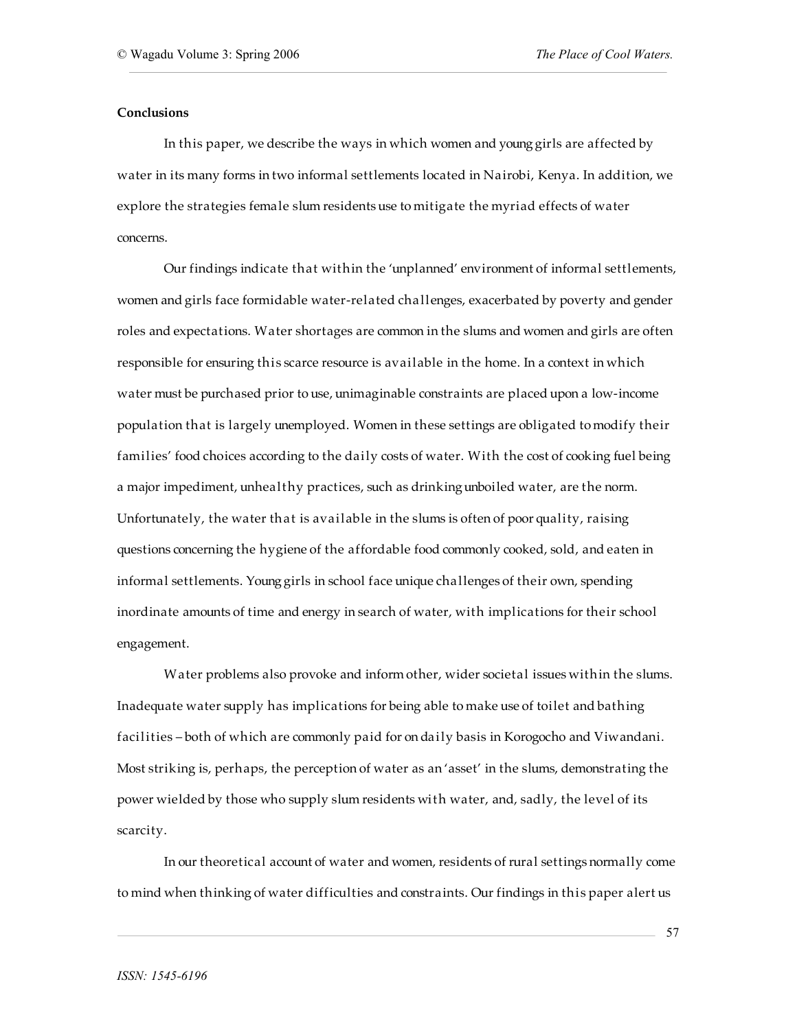**Conclusions**

In this paper, we describe the ways in which women and young girls are affected by water in its many forms in two informal settlements located in Nairobi, Kenya. In addition, we explore the strategies female slum residents use to mitigate the myriad effects of water concerns.

Our findings indicate that within the 'unplanned' environment of informal settlements, women and girls face formidable water-related challenges, exacerbated by poverty and gender roles and expectations. Water shortages are common in the slums and women and girls are often responsible for ensuring this scarce resource is available in the home. In a context in which water must be purchased prior to use, unimaginable constraints are placed upon a low-income population that is largely unemployed. Women in these settings are obligated to modify their families' food choices according to the daily costs of water. With the cost of cooking fuel being a major impediment, unhealthy practices, such as drinking unboiled water, are the norm. Unfortunately, the water that is available in the slums is often of poor quality, raising questions concerning the hygiene of the affordable food commonly cooked, sold, and eaten in informal settlements. Young girls in school face unique challenges of their own, spending inordinate amounts of time and energy in search of water, with implications for their school engagement.

Water problems also provoke and inform other, wider societal issues within the slums. Inadequate water supply has implications for being able to make use of toilet and bathing facilities – both of which are commonly paid for on daily basis in Korogocho and Viwandani. Most striking is, perhaps, the perception of water as an 'asset' in the slums, demonstrating the power wielded by those who supply slum residents with water, and, sadly, the level of its scarcity.

In our theoretical account of water and women, residents of rural settings normally come to mind when thinking of water difficulties and constraints. Our findings in this paper alert us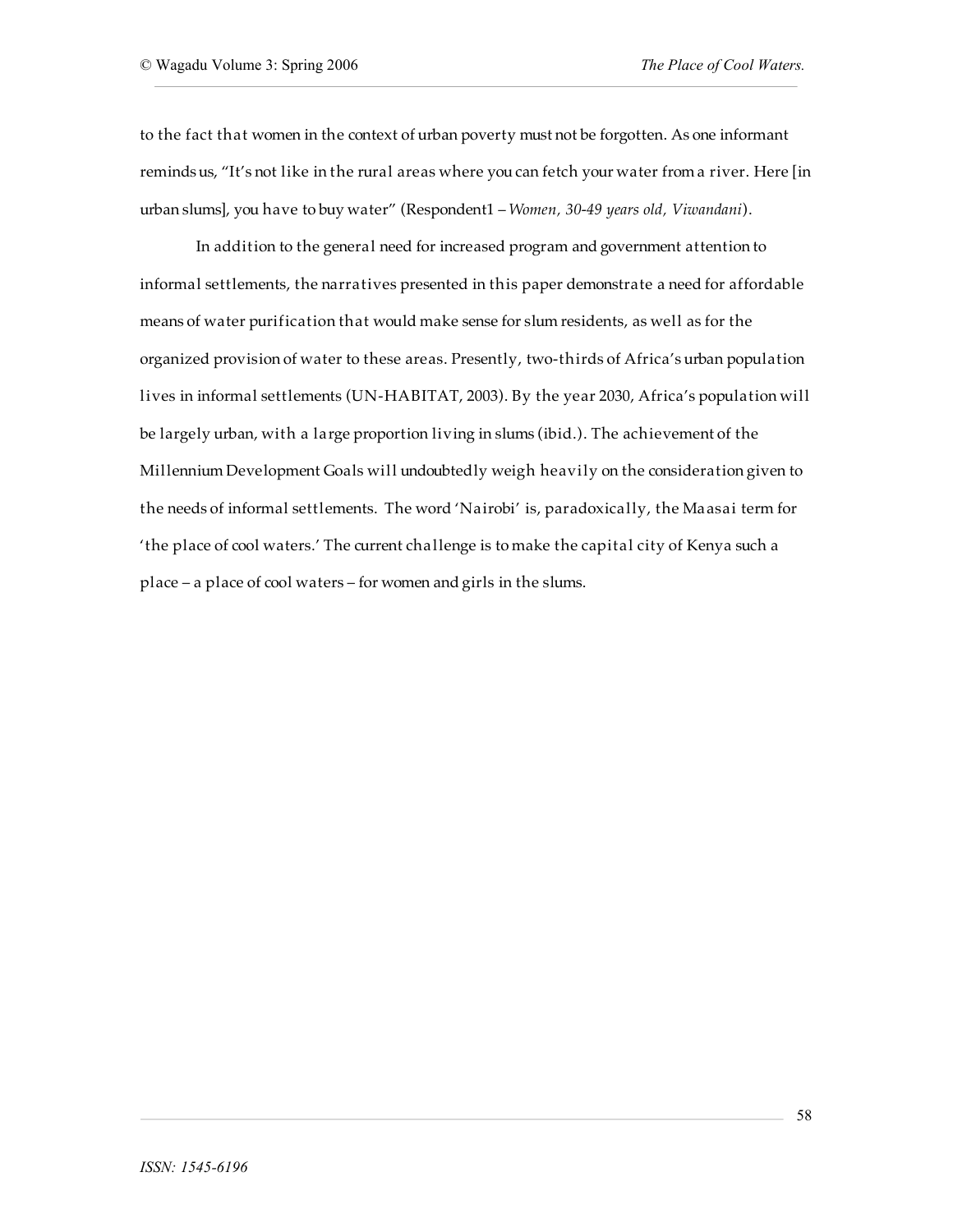to the fact that women in the context of urban poverty must not be forgotten. As one informant reminds us, "It's not like in the rural areas where you can fetch your water from a river. Here [in urban slums], you have to buy water" (Respondent1 – *Women, 30-49 years old, Viwandani*).

In addition to the general need for increased program and government attention to informal settlements, the narratives presented in this paper demonstrate a need for affordable means of water purification that would make sense for slum residents, as well as for the organized provision of water to these areas. Presently, two-thirds of Africa's urban population lives in informal settlements (UN-HABITAT, 2003). By the year 2030, Africa's population will be largely urban, with a large proportion living in slums (ibid.). The achievement of the Millennium Development Goals will undoubtedly weigh heavily on the consideration given to the needs of informal settlements. The word 'Nairobi' is, paradoxically, the Maasai term for 'the place of cool waters.' The current challenge is to make the capital city of Kenya such a place – a place of cool waters – for women and girls in the slums.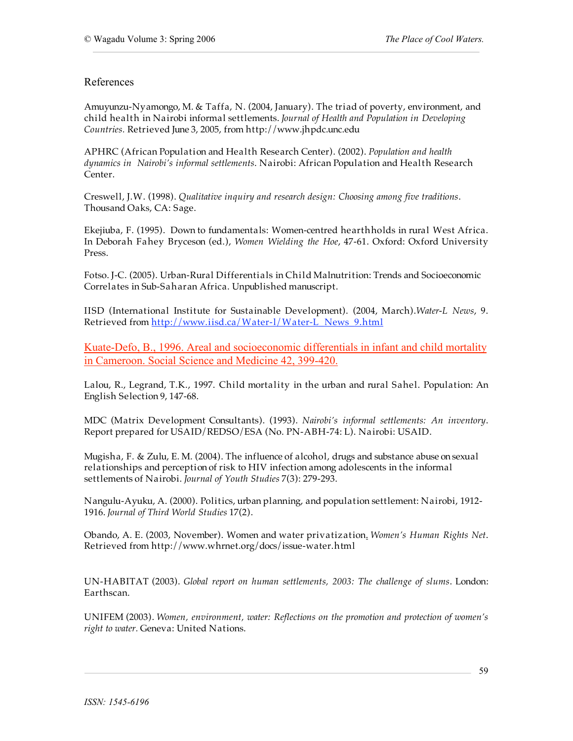## References

Amuyunzu-Nyamongo, M. & Taffa, N. (2004, January). The triad of poverty, environment, and child health in Nairobi informal settlements. *Journal of Health and Population in Developing Countries.* Retrieved June 3, 2005, from http://www.jhpdc.unc.edu

APHRC (African Population and Health Research Center). (2002). *Population and health dynamics in Nairobi's informal settlements*. Nairobi: African Population and Health Research Center.

Creswell, J.W. (1998). *Qualitative inquiry and research design: Choosing among five traditions*. Thousand Oaks, CA: Sage.

Ekejiuba, F. (1995). Down to fundamentals: Women-centred hearthholds in rural West Africa. In Deborah Fahey Bryceson (ed.), *Women Wielding the Hoe*, 47-61. Oxford: Oxford University Press.

Fotso. J-C. (2005). Urban-Rural Differentials in Child Malnutrition: Trends and Socioeconomic Correlates in Sub-Saharan Africa. Unpublished manuscript.

IISD (International Institute for Sustainable Development). (2004, March).*Water-L News*, 9. Retrieved from http://www.iisd.ca/Water-l/Water-L_News_9.html

Kuate-Defo, B., 1996. Areal and socioeconomic differentials in infant and child mortality in Cameroon. Social Science and Medicine 42, 399-420.

Lalou, R., Legrand, T.K., 1997. Child mortality in the urban and rural Sahel. Population: An English Selection 9, 147-68.

MDC (Matrix Development Consultants). (1993). *Nairobi's informal settlements: An inventory*. Report prepared for USAID/REDSO/ESA (No. PN-ABH-74: L). Nairobi: USAID.

Mugisha, F. & Zulu, E. M. (2004). The influence of alcohol, drugs and substance abuse on sexual relationships and perception of risk to HIV infection among adolescents in the informal settlements of Nairobi. *Journal of Youth Studies* 7(3): 279-293.

Nangulu-Ayuku, A. (2000). Politics, urban planning, and population settlement: Nairobi, 1912-1916. *Journal of Third World Studies* 17(2).

Obando, A. E. (2003, November). Women and water privatization. *Women's Human Rights Net*. Retrieved from http://www.whrnet.org/docs/issue-water.html

UN-HABITAT (2003). *Global report on human settlements, 2003: The challenge of slums*. London: Earthscan.

UNIFEM (2003). *Women, environment, water: Reflections on the promotion and protection of women's right to water.* Geneva: United Nations.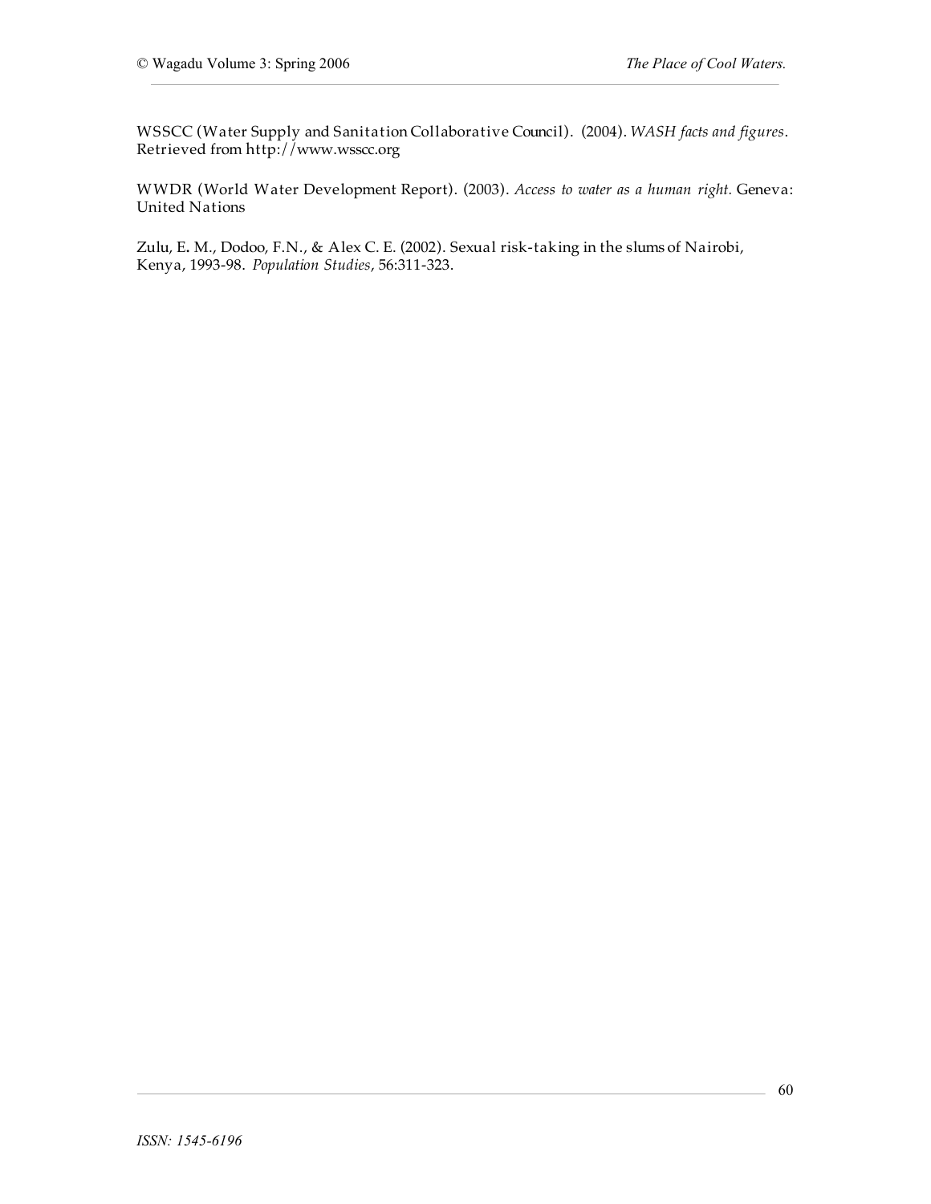WSSCC (Water Supply and Sanitation Collaborative Council). (2004). *WASH facts and figures*. Retrieved from http://www.wsscc.org

WWDR (World Water Development Report). (2003). *Access to water as a human right*. Geneva: United Nations

Zulu, E. M., Dodoo, F.N., & Alex C. E. (2002). Sexual risk-taking in the slums of Nairobi, Kenya, 1993-98. *Population Studies*, 56:311-323.